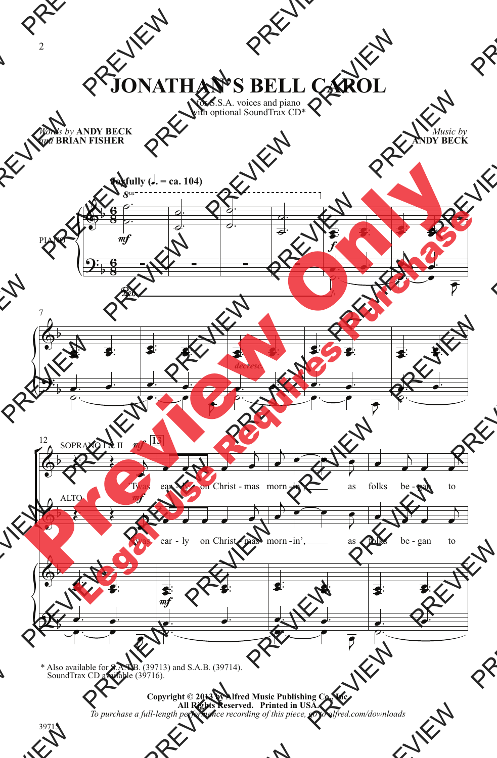# JONATHAN'S BELL CAROL

for S.S.A. voices and piano
with optional SoundTrax CD*

*Words by* **ANDY BECK**
*and* **BRIAN FISHER**

*Music by*
**ANDY BECK**

**Joyfully (♩. = ca. 104)**

PIANO

SOPRANO I & II

'Twas ear - ly on Christ - mas morn - in' as folks be - gan to

ALTO

'Twas ear - ly on Christ - mas morn - in', as folks be - gan to

\* Also available for S.A.T.B. (39713) and S.A.B. (39714).
SoundTrax CD available (39716).

**Copyright © 2013 by Alfred Music Publishing Co., Inc.**
**All Rights Reserved. Printed in USA.**
*To purchase a full-length performance recording of this piece, go to alfred.com/downloads*

39715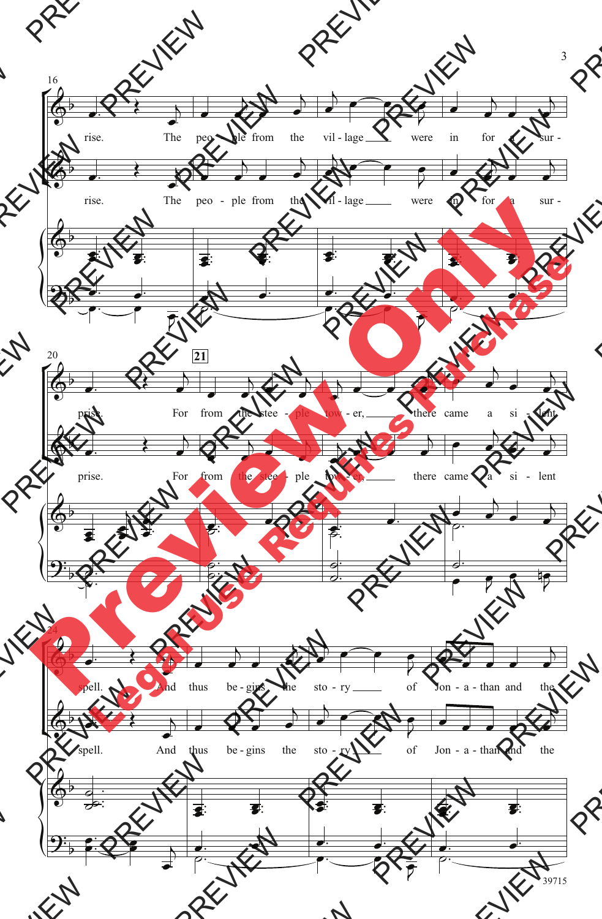16

rise. The peo - ple from the vil - lage were in for a sur -

rise. The peo - ple from the vil - lage were in for a sur -

20

21

prise. For from the stee - ple tow - er, there came a si - lent

prise. For from the stee - ple tow - er, there came a si - lent

24

spell. And thus be - gins the sto - ry of Jon - a - than and the

spell. And thus be - gins the sto - ry of Jon - a - than and the

39715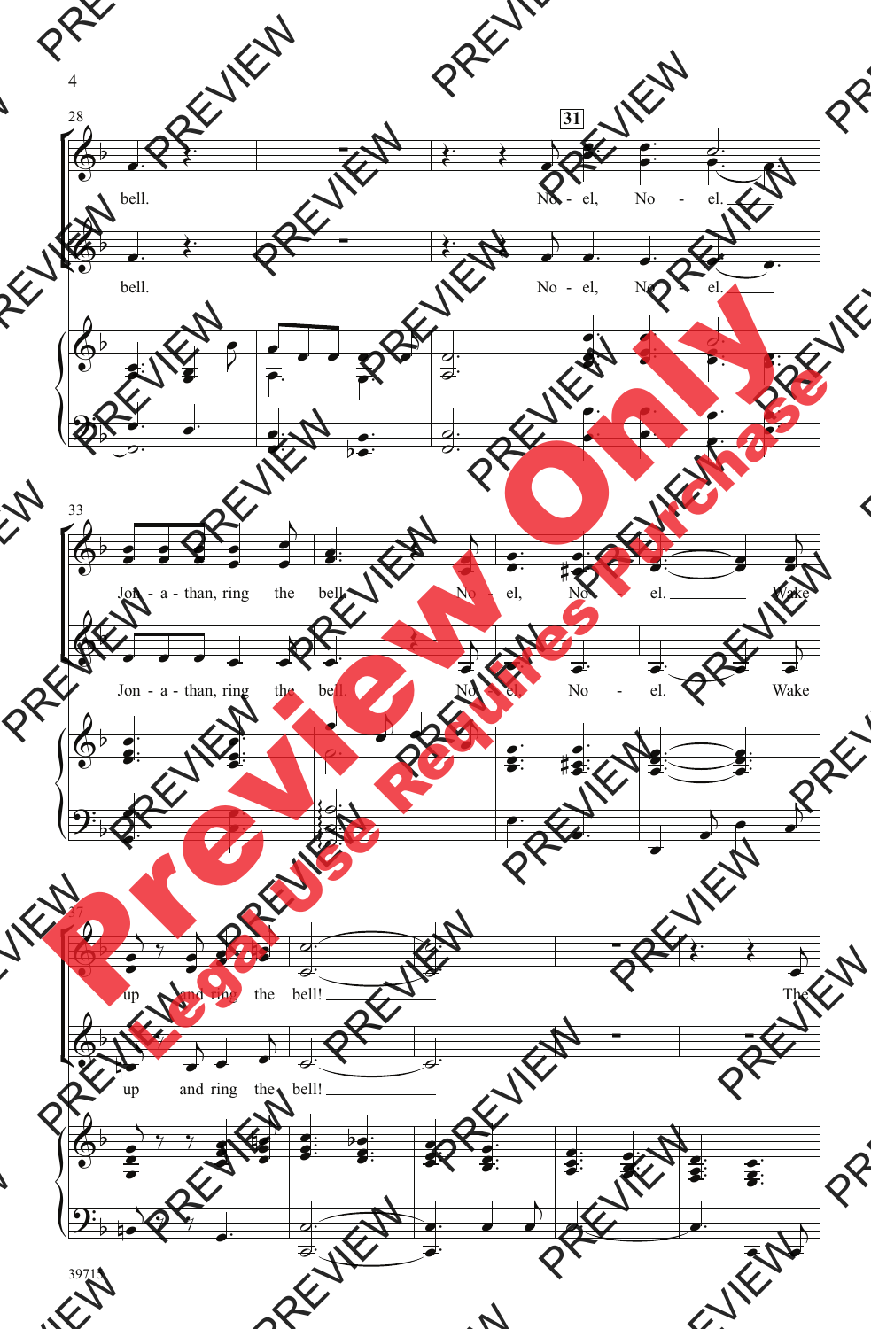28

bell. No - el, No - el.

bell. No - el, No - el.

**31**

33

Jon - a - than, ring the bell. No - el, No - el. Wake

Jon - a - than, ring the bell. No - el, No - el. Wake

37

up and ring the bell! The

up and ring the bell!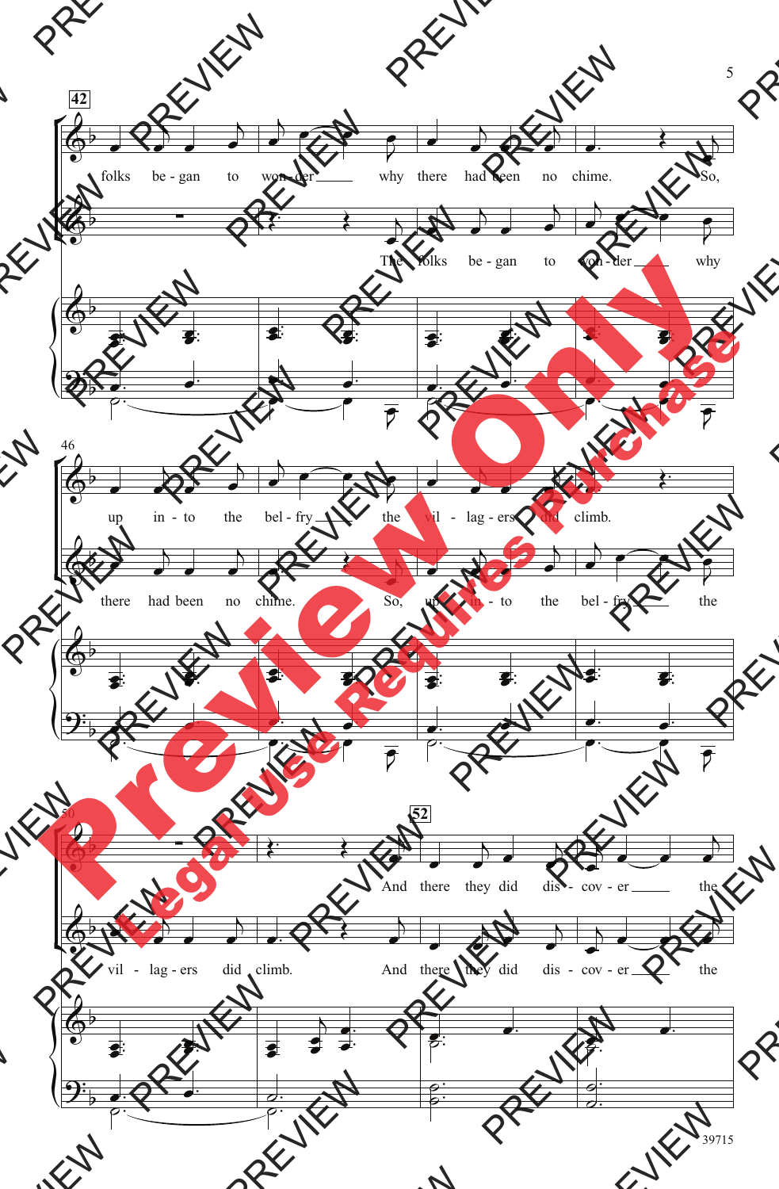**42**

folks be - gan to won - der why there had been no chime. So,

The folks be - gan to won - der why

**46**

up in - to the bel - fry the vil - lag - ers did climb.

there had been no chime. So, up in - to the bel - fry the

**50**

**52**

And there they did dis - cov - er the

vil - lag - ers did climb. And there they did dis - cov - er the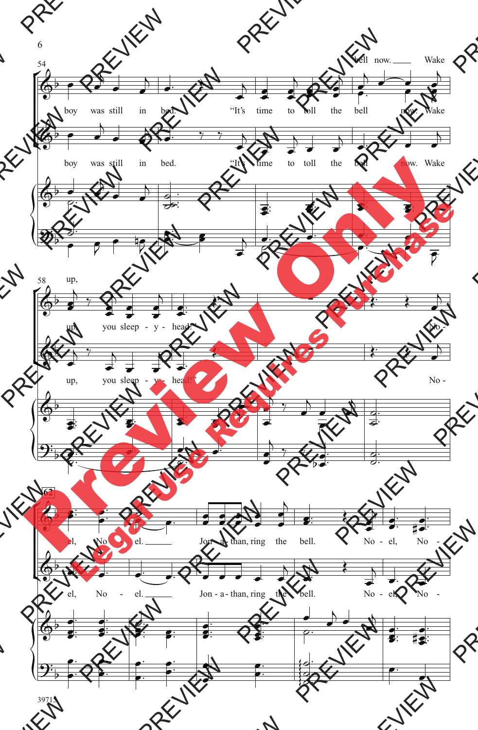54

bell now. ___ Wake

boy was still in bed. "It's time to toll the bell now. Wake

boy was still in bed. "It's time to toll the bell now. Wake

58

up,

up, you sleep - y - head!" No -

up, you sleep - y - head!" No -

62

el, No - el. ___ Jon - a - than, ring the bell. No - el, No -

el, No - el. ___ Jon - a - than, ring the bell. No - el, No -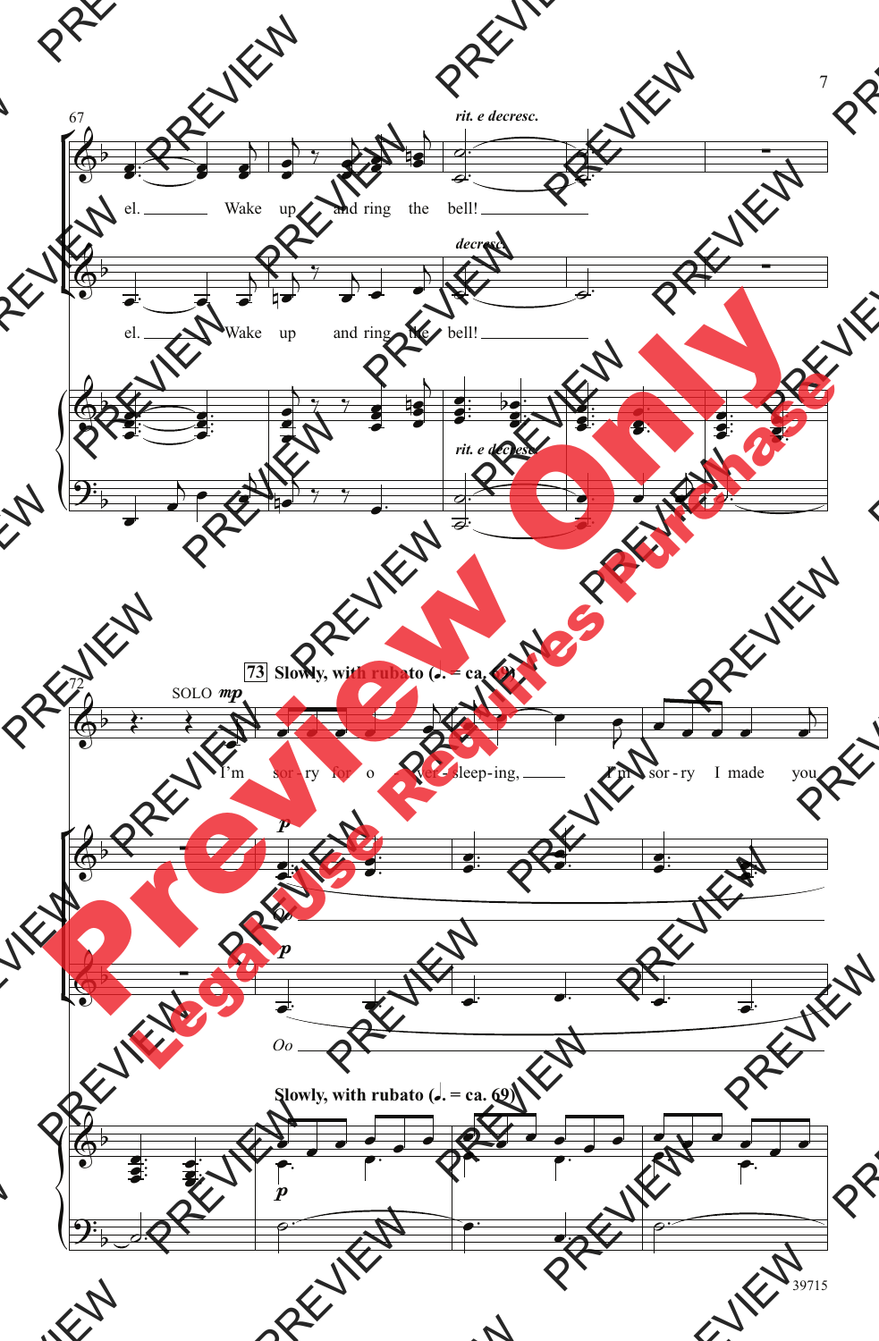*rit. e decresc.*

el. Wake up and ring the bell!

*decresc.*

el. Wake up and ring the bell!

*rit. e decresc.*

**73** **Slowly, with rubato (♩. = ca. 69)**

SOLO *mp*

I'm sor - ry for o - ver - sleep - ing, I'm sor - ry I made you

*p*

*Oo*

*p*

*Oo*

**Slowly, with rubato (♩. = ca. 69)**

*p*

Preview Only

Legal Use Requires Purchase

39715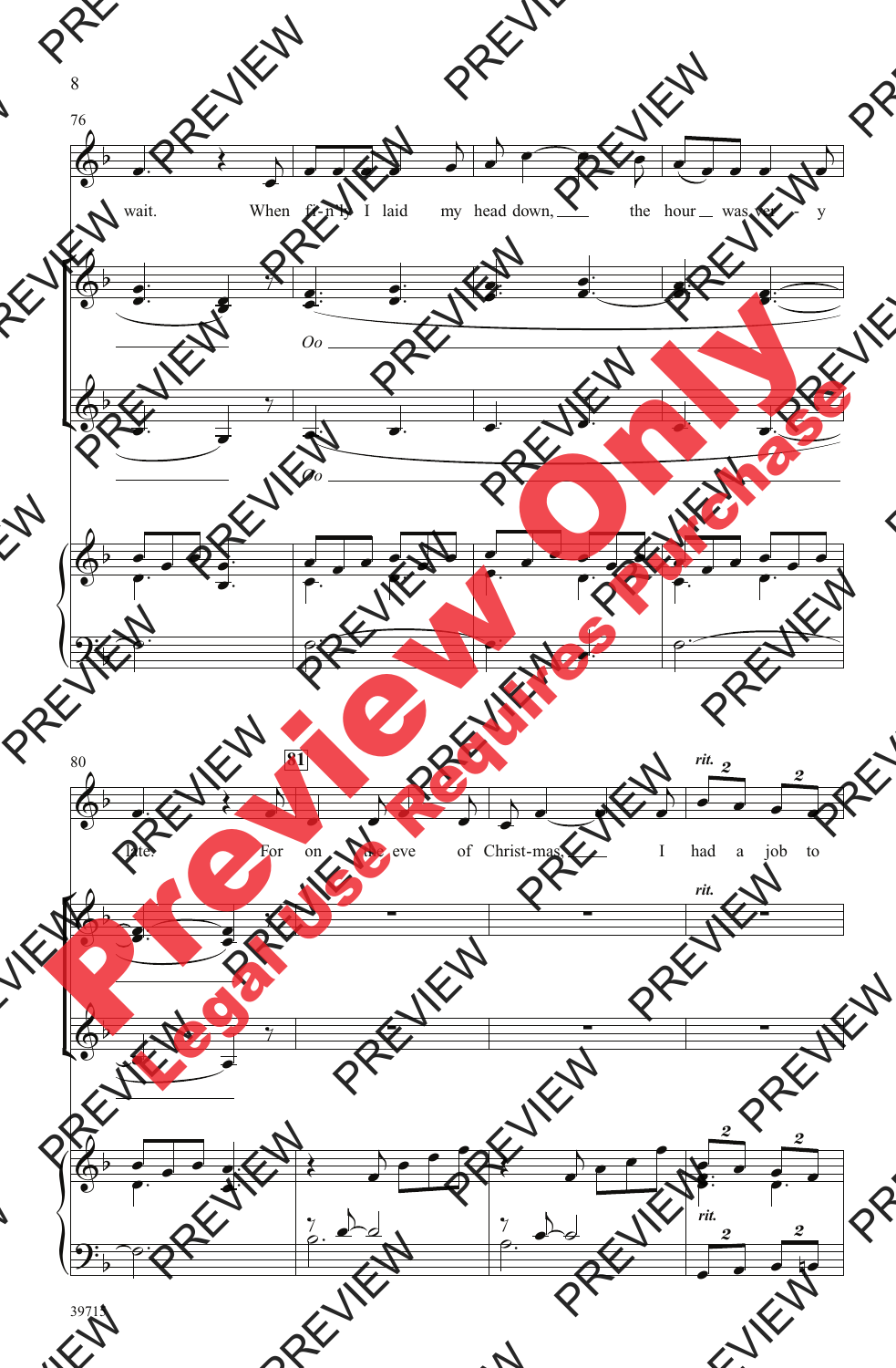76

wait. When fi - n'ly I laid my head down, the hour was ver - y

Oo

Oo

80

81

late. For on the eve of Christ-mas I had a job to

*rit.*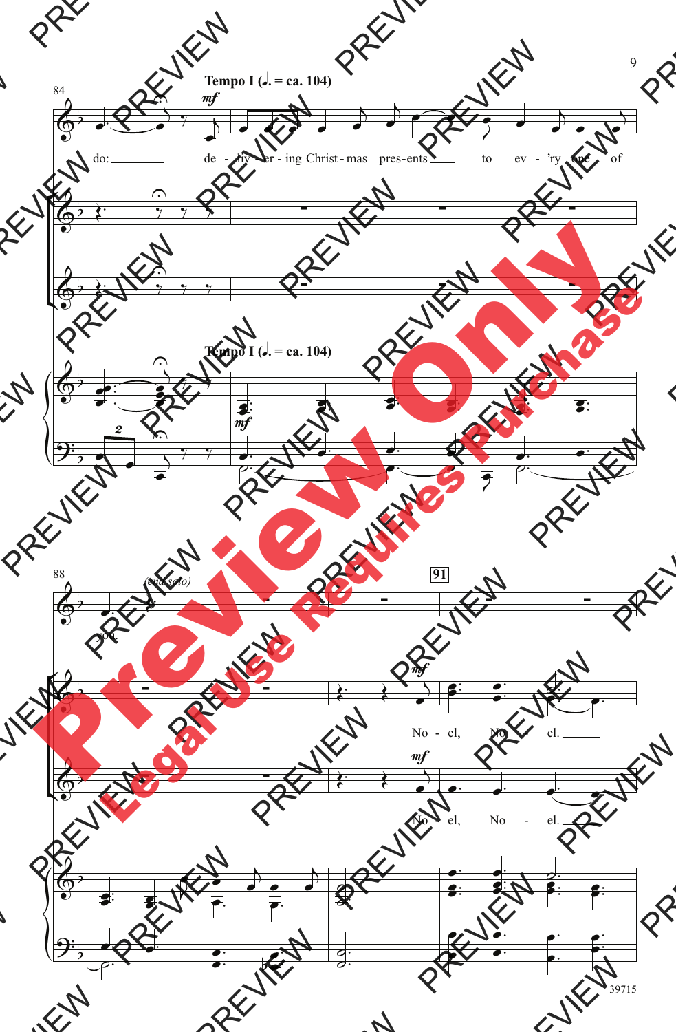Tempo I (♩. = ca. 104)

do: de - liv - er - ing Christ - mas pres - ents to ev - 'ry one of

Tempo I (♩. = ca. 104)

you. (end solo)

91

No - el, No - el.

No - el, No - el.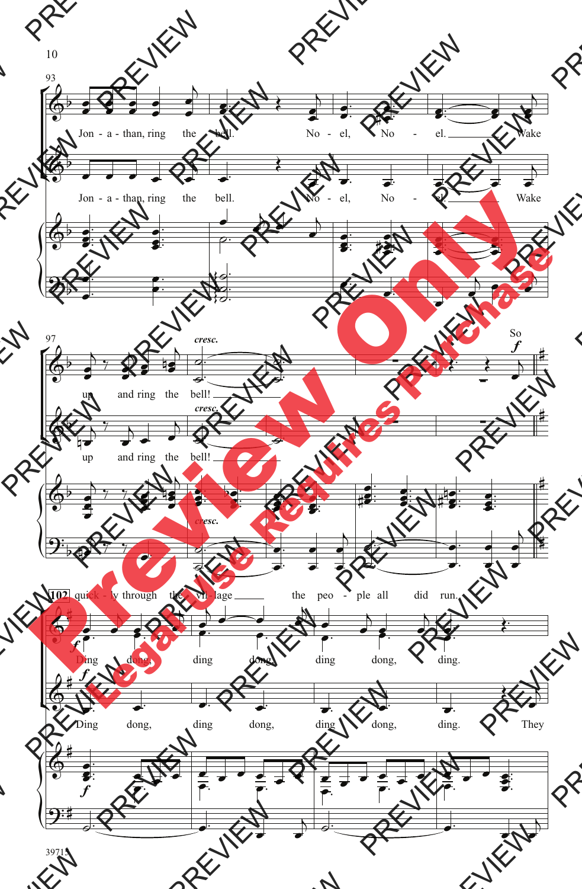93

Jon - a - than, ring the bell. No - el, No - el. Wake

Jon - a - than, ring the bell. No - el, No - el. Wake

97

up and ring the bell! *cresc.* So *f*

up and ring the bell! *cresc.*

*cresc.*

**102** quick - ly through the vil - lage the peo - ple all did run.

*f* Ding dong, ding dong, ding dong, ding.

*f* Ding dong, ding dong, ding dong, ding. They

*f*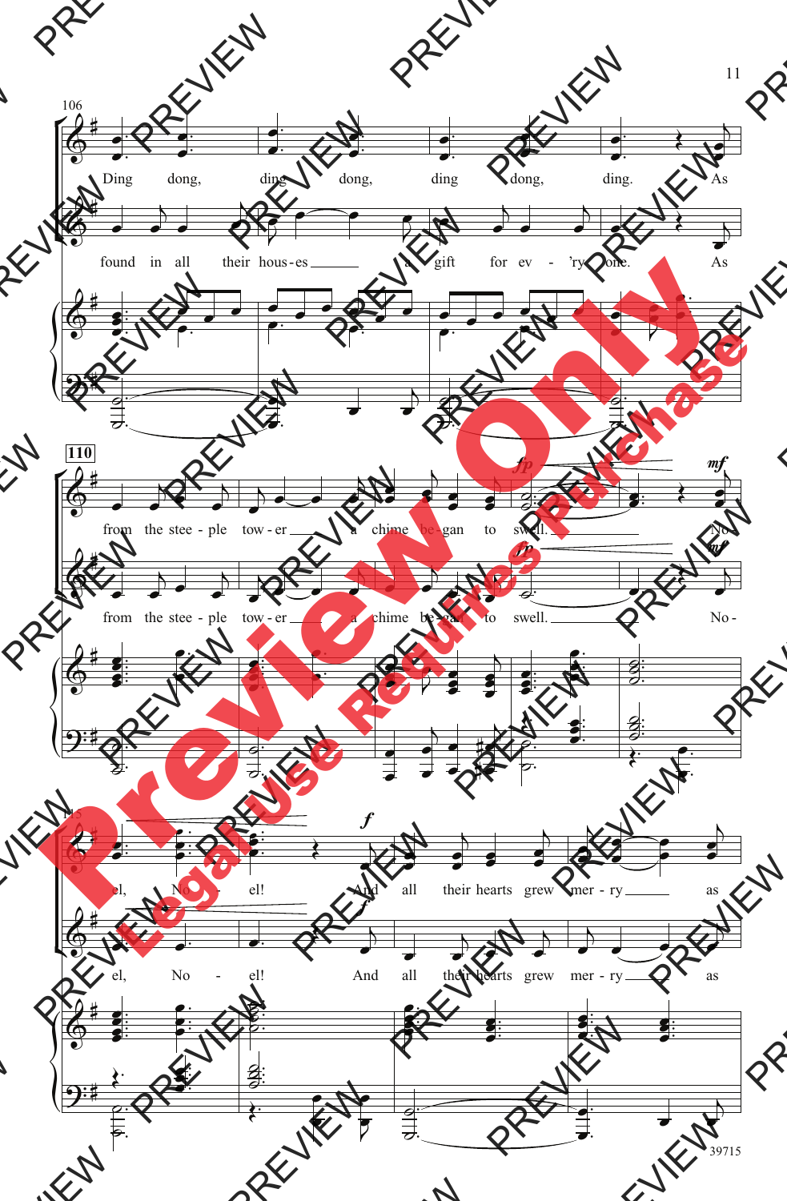106

Ding dong, ding dong, ding dong, ding. As

found in all their hous-es a gift for ev - 'ry one. As

110

from the stee - ple tow - er a chime be - gan to swell. No -

from the stee - ple tow - er a chime be - gan to swell. No -

el, No - el! And all their hearts grew mer - ry as

el, No - el! And all their hearts grew mer - ry as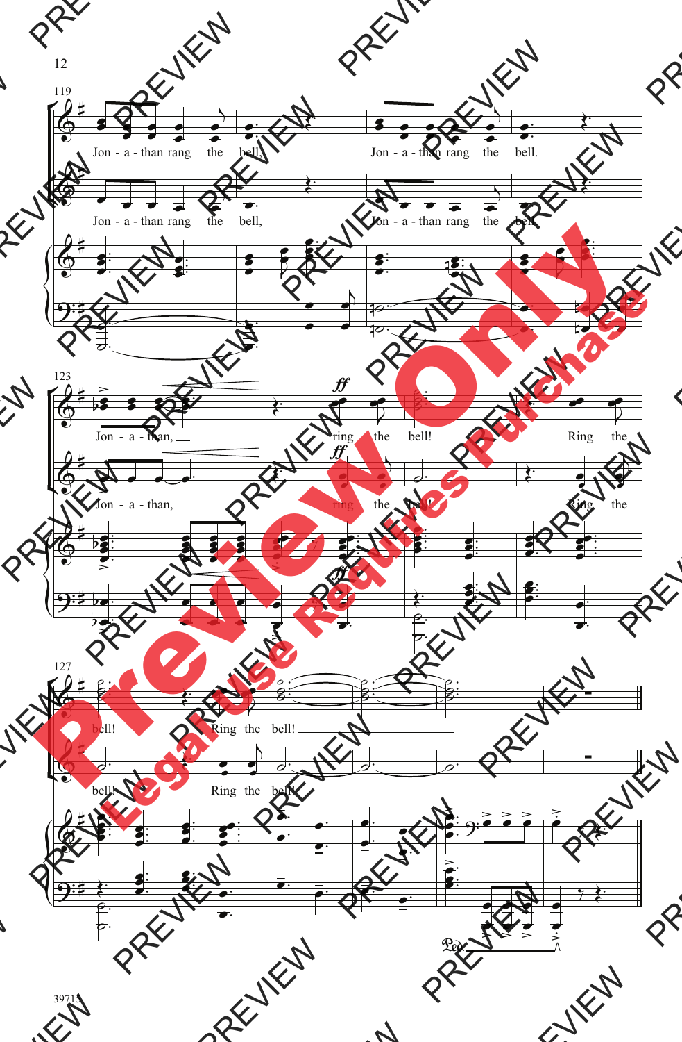119

Jon - a - than rang the bell, Jon - a - than rang the bell.

Jon - a - than rang the bell, Jon - a - than rang the bell.

123

*ff*

Jon - a - than, ring the bell! Ring the

Jon - a - than, ring the bell! Ring the

127

bell! Ring the bell!

bell! Ring the bell!